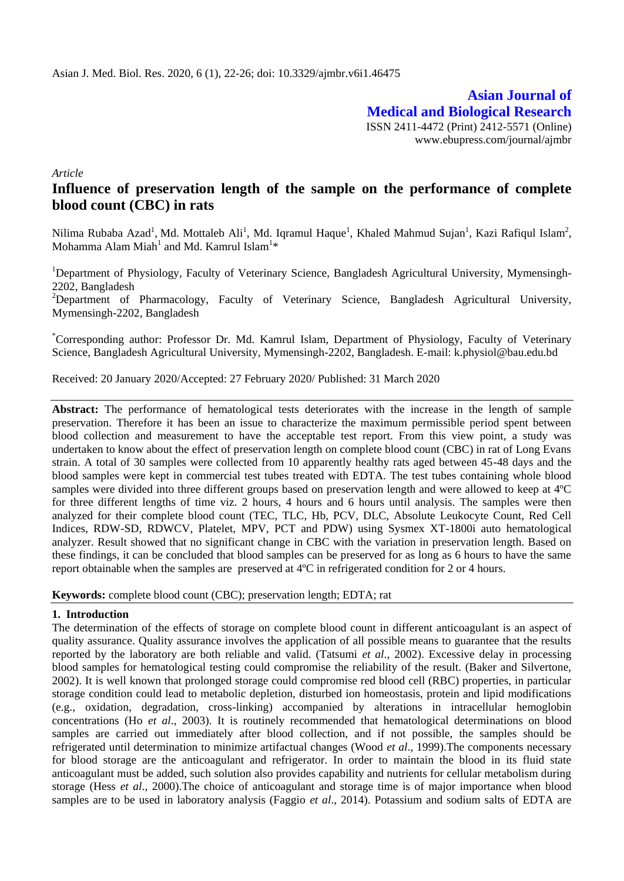**Asian Journal of Medical and Biological Research**

ISSN 2411-4472 (Print) 2412-5571 (Online)
www.ebupress.com/journal/ajmbr

*Article*

# Influence of preservation length of the sample on the performance of complete blood count (CBC) in rats

Nilima Rubaba Azad[1], Md. Mottaleb Ali[1], Md. Iqramul Haque[1], Khaled Mahmud Sujan[1], Kazi Rafiqul Islam[2], Mohamma Alam Miah[1] and Md. Kamrul Islam[1]*

[1]Department of Physiology, Faculty of Veterinary Science, Bangladesh Agricultural University, Mymensingh-2202, Bangladesh

[2]Department of Pharmacology, Faculty of Veterinary Science, Bangladesh Agricultural University, Mymensingh-2202, Bangladesh

*Corresponding author: Professor Dr. Md. Kamrul Islam, Department of Physiology, Faculty of Veterinary Science, Bangladesh Agricultural University, Mymensingh-2202, Bangladesh. E-mail: k.physiol@bau.edu.bd

Received: 20 January 2020/Accepted: 27 February 2020/ Published: 31 March 2020

**Abstract:** The performance of hematological tests deteriorates with the increase in the length of sample preservation. Therefore it has been an issue to characterize the maximum permissible period spent between blood collection and measurement to have the acceptable test report. From this view point, a study was undertaken to know about the effect of preservation length on complete blood count (CBC) in rat of Long Evans strain. A total of 30 samples were collected from 10 apparently healthy rats aged between 45-48 days and the blood samples were kept in commercial test tubes treated with EDTA. The test tubes containing whole blood samples were divided into three different groups based on preservation length and were allowed to keep at 4ºC for three different lengths of time viz. 2 hours, 4 hours and 6 hours until analysis. The samples were then analyzed for their complete blood count (TEC, TLC, Hb, PCV, DLC, Absolute Leukocyte Count, Red Cell Indices, RDW-SD, RDWCV, Platelet, MPV, PCT and PDW) using Sysmex XT-1800i auto hematological analyzer. Result showed that no significant change in CBC with the variation in preservation length. Based on these findings, it can be concluded that blood samples can be preserved for as long as 6 hours to have the same report obtainable when the samples are preserved at 4ºC in refrigerated condition for 2 or 4 hours.

**Keywords:** complete blood count (CBC); preservation length; EDTA; rat

## 1. Introduction

The determination of the effects of storage on complete blood count in different anticoagulant is an aspect of quality assurance. Quality assurance involves the application of all possible means to guarantee that the results reported by the laboratory are both reliable and valid. (Tatsumi *et al*., 2002). Excessive delay in processing blood samples for hematological testing could compromise the reliability of the result. (Baker and Silvertone, 2002). It is well known that prolonged storage could compromise red blood cell (RBC) properties, in particular storage condition could lead to metabolic depletion, disturbed ion homeostasis, protein and lipid modifications (e.g., oxidation, degradation, cross-linking) accompanied by alterations in intracellular hemoglobin concentrations (Ho *et al*., 2003). It is routinely recommended that hematological determinations on blood samples are carried out immediately after blood collection, and if not possible, the samples should be refrigerated until determination to minimize artifactual changes (Wood *et al*., 1999).The components necessary for blood storage are the anticoagulant and refrigerator. In order to maintain the blood in its fluid state anticoagulant must be added, such solution also provides capability and nutrients for cellular metabolism during storage (Hess *et al*., 2000).The choice of anticoagulant and storage time is of major importance when blood samples are to be used in laboratory analysis (Faggio *et al*., 2014). Potassium and sodium salts of EDTA are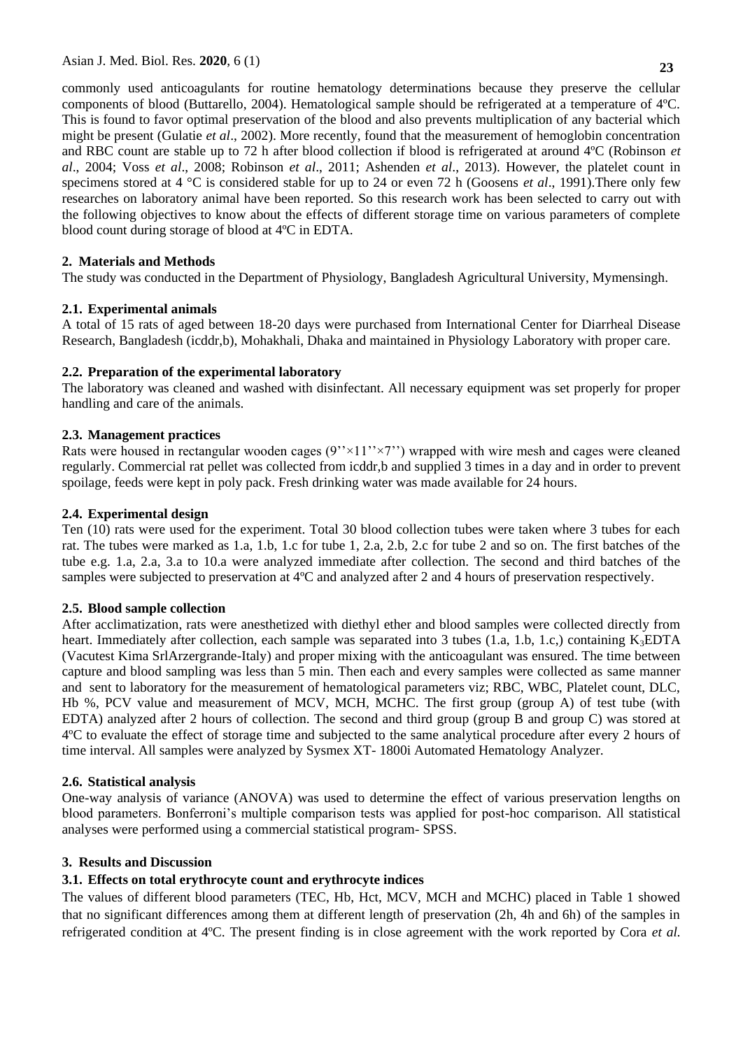commonly used anticoagulants for routine hematology determinations because they preserve the cellular components of blood (Buttarello, 2004). Hematological sample should be refrigerated at a temperature of 4ºC. This is found to favor optimal preservation of the blood and also prevents multiplication of any bacterial which might be present (Gulatie *et al*., 2002). More recently, found that the measurement of hemoglobin concentration and RBC count are stable up to 72 h after blood collection if blood is refrigerated at around 4ºC (Robinson *et al*., 2004; Voss *et al*., 2008; Robinson *et al*., 2011; Ashenden *et al*., 2013). However, the platelet count in specimens stored at 4 °C is considered stable for up to 24 or even 72 h (Goosens *et al*., 1991).There only few researches on laboratory animal have been reported. So this research work has been selected to carry out with the following objectives to know about the effects of different storage time on various parameters of complete blood count during storage of blood at 4ºC in EDTA.

## 2. Materials and Methods

The study was conducted in the Department of Physiology, Bangladesh Agricultural University, Mymensingh.

### 2.1. Experimental animals

A total of 15 rats of aged between 18-20 days were purchased from International Center for Diarrheal Disease Research, Bangladesh (icddr,b), Mohakhali, Dhaka and maintained in Physiology Laboratory with proper care.

### 2.2. Preparation of the experimental laboratory

The laboratory was cleaned and washed with disinfectant. All necessary equipment was set properly for proper handling and care of the animals.

### 2.3. Management practices

Rats were housed in rectangular wooden cages (9''×11''×7'') wrapped with wire mesh and cages were cleaned regularly. Commercial rat pellet was collected from icddr,b and supplied 3 times in a day and in order to prevent spoilage, feeds were kept in poly pack. Fresh drinking water was made available for 24 hours.

### 2.4. Experimental design

Ten (10) rats were used for the experiment. Total 30 blood collection tubes were taken where 3 tubes for each rat. The tubes were marked as 1.a, 1.b, 1.c for tube 1, 2.a, 2.b, 2.c for tube 2 and so on. The first batches of the tube e.g. 1.a, 2.a, 3.a to 10.a were analyzed immediate after collection. The second and third batches of the samples were subjected to preservation at 4ºC and analyzed after 2 and 4 hours of preservation respectively.

### 2.5. Blood sample collection

After acclimatization, rats were anesthetized with diethyl ether and blood samples were collected directly from heart. Immediately after collection, each sample was separated into 3 tubes (1.a, 1.b, 1.c,) containing $K_3$EDTA (Vacutest Kima SrlArzergrande-Italy) and proper mixing with the anticoagulant was ensured. The time between capture and blood sampling was less than 5 min. Then each and every samples were collected as same manner and sent to laboratory for the measurement of hematological parameters viz; RBC, WBC, Platelet count, DLC, Hb %, PCV value and measurement of MCV, MCH, MCHC. The first group (group A) of test tube (with EDTA) analyzed after 2 hours of collection. The second and third group (group B and group C) was stored at 4ºC to evaluate the effect of storage time and subjected to the same analytical procedure after every 2 hours of time interval. All samples were analyzed by Sysmex XT- 1800i Automated Hematology Analyzer.

### 2.6. Statistical analysis

One-way analysis of variance (ANOVA) was used to determine the effect of various preservation lengths on blood parameters. Bonferroni's multiple comparison tests was applied for post-hoc comparison. All statistical analyses were performed using a commercial statistical program- SPSS.

## 3. Results and Discussion

### 3.1. Effects on total erythrocyte count and erythrocyte indices

The values of different blood parameters (TEC, Hb, Hct, MCV, MCH and MCHC) placed in Table 1 showed that no significant differences among them at different length of preservation (2h, 4h and 6h) of the samples in refrigerated condition at 4ºC. The present finding is in close agreement with the work reported by Cora *et al.*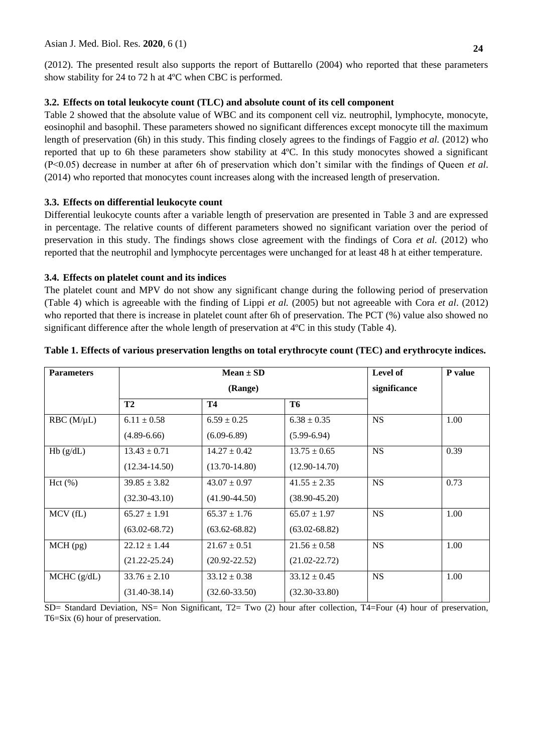(2012). The presented result also supports the report of Buttarello (2004) who reported that these parameters show stability for 24 to 72 h at 4ºC when CBC is performed.

### 3.2. Effects on total leukocyte count (TLC) and absolute count of its cell component

Table 2 showed that the absolute value of WBC and its component cell viz. neutrophil, lymphocyte, monocyte, eosinophil and basophil. These parameters showed no significant differences except monocyte till the maximum length of preservation (6h) in this study. This finding closely agrees to the findings of Faggio *et al.* (2012) who reported that up to 6h these parameters show stability at 4ºC. In this study monocytes showed a significant ($P<0.05$) decrease in number at after 6h of preservation which don't similar with the findings of Queen *et al*. (2014) who reported that monocytes count increases along with the increased length of preservation.

### 3.3. Effects on differential leukocyte count

Differential leukocyte counts after a variable length of preservation are presented in Table 3 and are expressed in percentage. The relative counts of different parameters showed no significant variation over the period of preservation in this study. The findings shows close agreement with the findings of Cora *et al.* (2012) who reported that the neutrophil and lymphocyte percentages were unchanged for at least 48 h at either temperature.

### 3.4. Effects on platelet count and its indices

The platelet count and MPV do not show any significant change during the following period of preservation (Table 4) which is agreeable with the finding of Lippi *et al.* (2005) but not agreeable with Cora *et al*. (2012) who reported that there is increase in platelet count after 6h of preservation. The PCT (%) value also showed no significant difference after the whole length of preservation at 4ºC in this study (Table 4).

**Table 1. Effects of various preservation lengths on total erythrocyte count (TEC) and erythrocyte indices.**

| Parameters | Mean ± SD (Range) | | | Level of significance | P value |
|---|---|---|---|---|---|
| | **T2** | **T4** | **T6** | | |
| RBC (M/µL) | 6.11 ± 0.58 (4.89-6.66) | 6.59 ± 0.25 (6.09-6.89) | 6.38 ± 0.35 (5.99-6.94) | NS | 1.00 |
| Hb (g/dL) | 13.43 ± 0.71 (12.34-14.50) | 14.27 ± 0.42 (13.70-14.80) | 13.75 ± 0.65 (12.90-14.70) | NS | 0.39 |
| Hct (%) | 39.85 ± 3.82 (32.30-43.10) | 43.07 ± 0.97 (41.90-44.50) | 41.55 ± 2.35 (38.90-45.20) | NS | 0.73 |
| MCV (fL) | 65.27 ± 1.91 (63.02-68.72) | 65.37 ± 1.76 (63.62-68.82) | 65.07 ± 1.97 (63.02-68.82) | NS | 1.00 |
| MCH (pg) | 22.12 ± 1.44 (21.22-25.24) | 21.67 ± 0.51 (20.92-22.52) | 21.56 ± 0.58 (21.02-22.72) | NS | 1.00 |
| MCHC (g/dL) | 33.76 ± 2.10 (31.40-38.14) | 33.12 ± 0.38 (32.60-33.50) | 33.12 ± 0.45 (32.30-33.80) | NS | 1.00 |

SD= Standard Deviation, NS= Non Significant, T2= Two (2) hour after collection, T4=Four (4) hour of preservation, T6=Six (6) hour of preservation.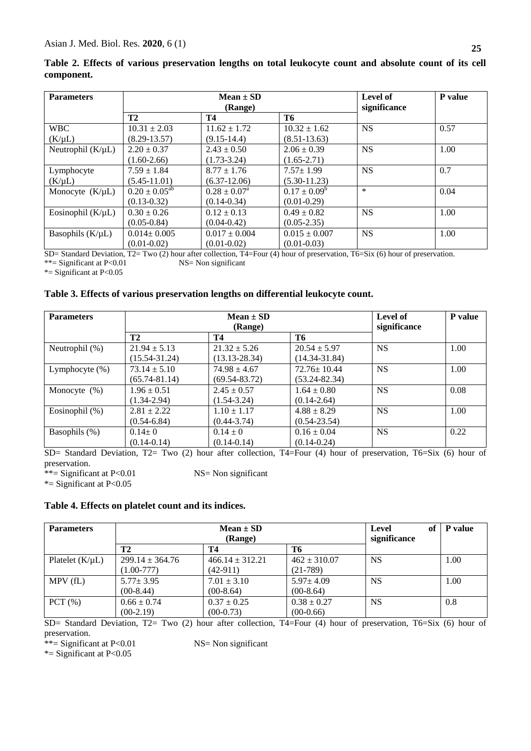**Table 2. Effects of various preservation lengths on total leukocyte count and absolute count of its cell component.**

| Parameters | Mean ± SD (Range) | | | Level of significance | P value |
|---|---|---|---|---|---|
| | T2 | T4 | T6 | | |
| WBC (K/µL) | 10.31 ± 2.03 (8.29-13.57) | 11.62 ± 1.72 (9.15-14.4) | 10.32 ± 1.62 (8.51-13.63) | NS | 0.57 |
| Neutrophil (K/µL) | 2.20 ± 0.37 (1.60-2.66) | 2.43 ± 0.50 (1.73-3.24) | 2.06 ± 0.39 (1.65-2.71) | NS | 1.00 |
| Lymphocyte (K/µL) | 7.59 ± 1.84 (5.45-11.01) | 8.77 ± 1.76 (6.37-12.06) | 7.57± 1.99 (5.30-11.23) | NS | 0.7 |
| Monocyte (K/µL) | $0.20 \pm 0.05^{ab}$ (0.13-0.32) | $0.28 \pm 0.07^{a}$ (0.14-0.34) | $0.17 \pm 0.09^{b}$ (0.01-0.29) | * | 0.04 |
| Eosinophil (K/µL) | 0.30 ± 0.26 (0.05-0.84) | 0.12 ± 0.13 (0.04-0.42) | 0.49 ± 0.82 (0.05-2.35) | NS | 1.00 |
| Basophils (K/µL) | 0.014± 0.005 (0.01-0.02) | 0.017 ± 0.004 (0.01-0.02) | 0.015 ± 0.007 (0.01-0.03) | NS | 1.00 |

SD= Standard Deviation, T2= Two (2) hour after collection, T4=Four (4) hour of preservation, T6=Six (6) hour of preservation.
**= Significant at P<0.01 NS= Non significant
*= Significant at P<0.05

**Table 3. Effects of various preservation lengths on differential leukocyte count.**

| Parameters | Mean ± SD (Range) | | | Level of significance | P value |
|---|---|---|---|---|---|
| | T2 | T4 | T6 | | |
| Neutrophil (%) | 21.94 ± 5.13 (15.54-31.24) | 21.32 ± 5.26 (13.13-28.34) | 20.54 ± 5.97 (14.34-31.84) | NS | 1.00 |
| Lymphocyte (%) | 73.14 ± 5.10 (65.74-81.14) | 74.98 ± 4.67 (69.54-83.72) | 72.76± 10.44 (53.24-82.34) | NS | 1.00 |
| Monocyte (%) | 1.96 ± 0.51 (1.34-2.94) | 2.45 ± 0.57 (1.54-3.24) | 1.64 ± 0.80 (0.14-2.64) | NS | 0.08 |
| Eosinophil (%) | 2.81 ± 2.22 (0.54-6.84) | 1.10 ± 1.17 (0.44-3.74) | 4.88 ± 8.29 (0.54-23.54) | NS | 1.00 |
| Basophils (%) | 0.14± 0 (0.14-0.14) | 0.14 ± 0 (0.14-0.14) | 0.16 ± 0.04 (0.14-0.24) | NS | 0.22 |

SD= Standard Deviation, T2= Two (2) hour after collection, T4=Four (4) hour of preservation, T6=Six (6) hour of preservation.
**= Significant at P<0.01 NS= Non significant
*= Significant at P<0.05

**Table 4. Effects on platelet count and its indices.**

| Parameters | Mean ± SD (Range) | | | Level of significance | P value |
|---|---|---|---|---|---|
| | T2 | T4 | T6 | | |
| Platelet (K/µL) | 299.14 ± 364.76 (1.00-777) | 466.14 ± 312.21 (42-911) | 462 ± 310.07 (21-789) | NS | 1.00 |
| MPV (fL) | 5.77± 3.95 (00-8.44) | 7.01 ± 3.10 (00-8.64) | 5.97± 4.09 (00-8.64) | NS | 1.00 |
| PCT (%) | 0.66 ± 0.74 (00-2.19) | 0.37 ± 0.25 (00-0.73) | 0.38 ± 0.27 (00-0.66) | NS | 0.8 |

SD= Standard Deviation, T2= Two (2) hour after collection, T4=Four (4) hour of preservation, T6=Six (6) hour of preservation.
**= Significant at P<0.01 NS= Non significant
*= Significant at P<0.05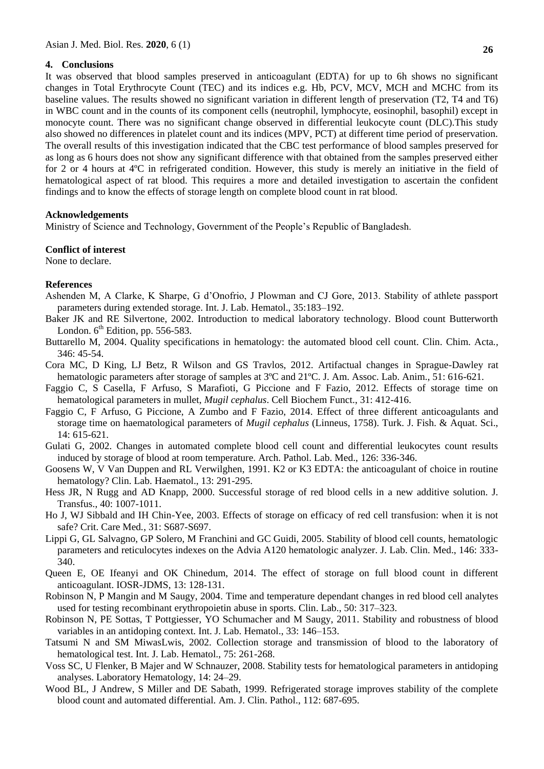## 4. Conclusions

It was observed that blood samples preserved in anticoagulant (EDTA) for up to 6h shows no significant changes in Total Erythrocyte Count (TEC) and its indices e.g. Hb, PCV, MCV, MCH and MCHC from its baseline values. The results showed no significant variation in different length of preservation (T2, T4 and T6) in WBC count and in the counts of its component cells (neutrophil, lymphocyte, eosinophil, basophil) except in monocyte count. There was no significant change observed in differential leukocyte count (DLC).This study also showed no differences in platelet count and its indices (MPV, PCT) at different time period of preservation. The overall results of this investigation indicated that the CBC test performance of blood samples preserved for as long as 6 hours does not show any significant difference with that obtained from the samples preserved either for 2 or 4 hours at 4ºC in refrigerated condition. However, this study is merely an initiative in the field of hematological aspect of rat blood. This requires a more and detailed investigation to ascertain the confident findings and to know the effects of storage length on complete blood count in rat blood.

### Acknowledgements

Ministry of Science and Technology, Government of the People's Republic of Bangladesh.

### Conflict of interest

None to declare.

### References

Ashenden M, A Clarke, K Sharpe, G d'Onofrio, J Plowman and CJ Gore, 2013. Stability of athlete passport parameters during extended storage. Int. J. Lab. Hematol., 35:183–192.

Baker JK and RE Silvertone, 2002. Introduction to medical laboratory technology. Blood count Butterworth London. 6th Edition, pp. 556-583.

Buttarello M, 2004. Quality specifications in hematology: the automated blood cell count. Clin. Chim. Acta., 346: 45-54.

Cora MC, D King, LJ Betz, R Wilson and GS Travlos, 2012. Artifactual changes in Sprague-Dawley rat hematologic parameters after storage of samples at 3ºC and 21ºC. J. Am. Assoc. Lab. Anim., 51: 616-621.

Faggio C, S Casella, F Arfuso, S Marafioti, G Piccione and F Fazio, 2012. Effects of storage time on hematological parameters in mullet, *Mugil cephalus*. Cell Biochem Funct., 31: 412-416.

Faggio C, F Arfuso, G Piccione, A Zumbo and F Fazio, 2014. Effect of three different anticoagulants and storage time on haematological parameters of *Mugil cephalus* (Linneus, 1758). Turk. J. Fish. & Aquat. Sci., 14: 615-621.

Gulati G, 2002. Changes in automated complete blood cell count and differential leukocytes count results induced by storage of blood at room temperature. Arch. Pathol. Lab. Med., 126: 336-346.

Goosens W, V Van Duppen and RL Verwilghen, 1991. K2 or K3 EDTA: the anticoagulant of choice in routine hematology? Clin. Lab. Haematol., 13: 291-295.

Hess JR, N Rugg and AD Knapp, 2000. Successful storage of red blood cells in a new additive solution. J. Transfus., 40: 1007-1011.

Ho J, WJ Sibbald and IH Chin-Yee, 2003. Effects of storage on efficacy of red cell transfusion: when it is not safe? Crit. Care Med., 31: S687-S697.

Lippi G, GL Salvagno, GP Solero, M Franchini and GC Guidi, 2005. Stability of blood cell counts, hematologic parameters and reticulocytes indexes on the Advia A120 hematologic analyzer. J. Lab. Clin. Med., 146: 333-340.

Queen E, OE Ifeanyi and OK Chinedum, 2014. The effect of storage on full blood count in different anticoagulant. IOSR-JDMS, 13: 128-131.

Robinson N, P Mangin and M Saugy, 2004. Time and temperature dependant changes in red blood cell analytes used for testing recombinant erythropoietin abuse in sports. Clin. Lab., 50: 317–323.

Robinson N, PE Sottas, T Pottgiesser, YO Schumacher and M Saugy, 2011. Stability and robustness of blood variables in an antidoping context. Int. J. Lab. Hematol., 33: 146–153.

Tatsumi N and SM MiwasLwis, 2002. Collection storage and transmission of blood to the laboratory of hematological test. Int. J. Lab. Hematol., 75: 261-268.

Voss SC, U Flenker, B Majer and W Schnauzer, 2008. Stability tests for hematological parameters in antidoping analyses. Laboratory Hematology, 14: 24–29.

Wood BL, J Andrew, S Miller and DE Sabath, 1999. Refrigerated storage improves stability of the complete blood count and automated differential. Am. J. Clin. Pathol., 112: 687-695.